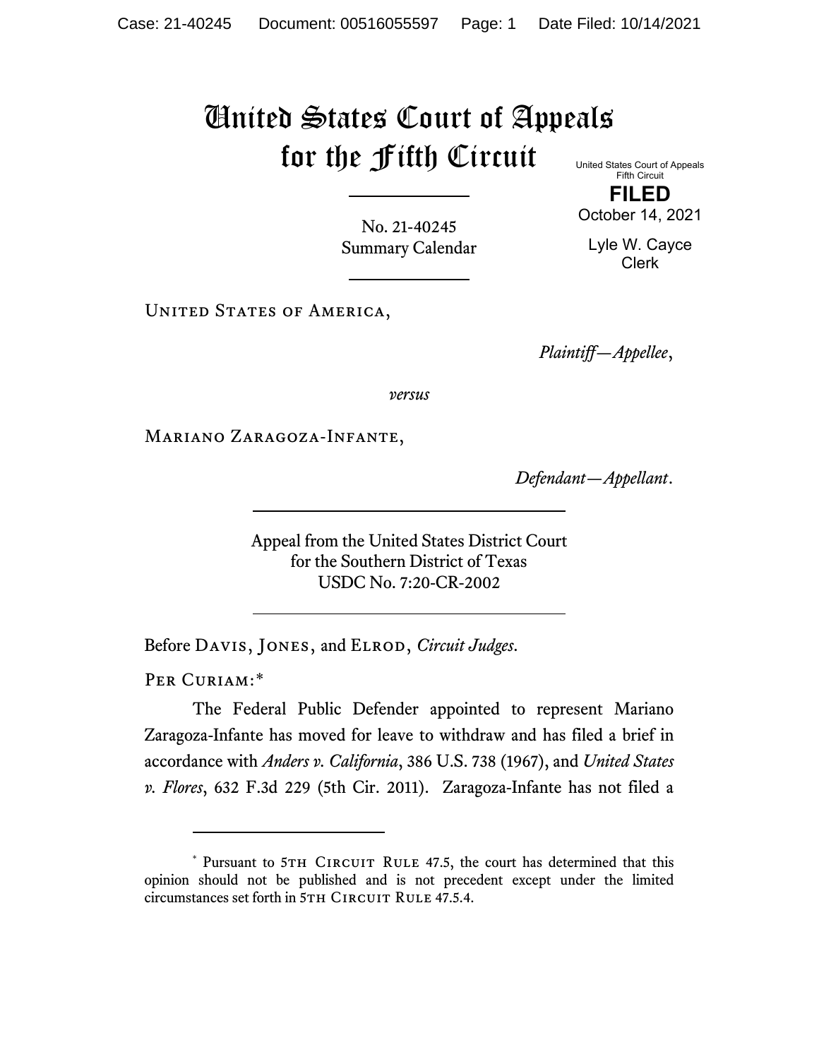# United States Court of Appeals for the Fifth Circuit

United States Court of Appeals
Fifth Circuit

**FILED**

October 14, 2021

Lyle W. Cayce
Clerk

No. 21-40245
Summary Calendar

---

United States of America,

*Plaintiff—Appellee*,

*versus*

Mariano Zaragoza-Infante,

*Defendant—Appellant*.

---

Appeal from the United States District Court
for the Southern District of Texas
USDC No. 7:20-CR-2002

---

Before Davis, Jones, and Elrod, *Circuit Judges*.

Per Curiam:*

The Federal Public Defender appointed to represent Mariano Zaragoza-Infante has moved for leave to withdraw and has filed a brief in accordance with *Anders v. California*, 386 U.S. 738 (1967), and *United States v. Flores*, 632 F.3d 229 (5th Cir. 2011). Zaragoza-Infante has not filed a

---

* Pursuant to 5th Circuit Rule 47.5, the court has determined that this opinion should not be published and is not precedent except under the limited circumstances set forth in 5th Circuit Rule 47.5.4.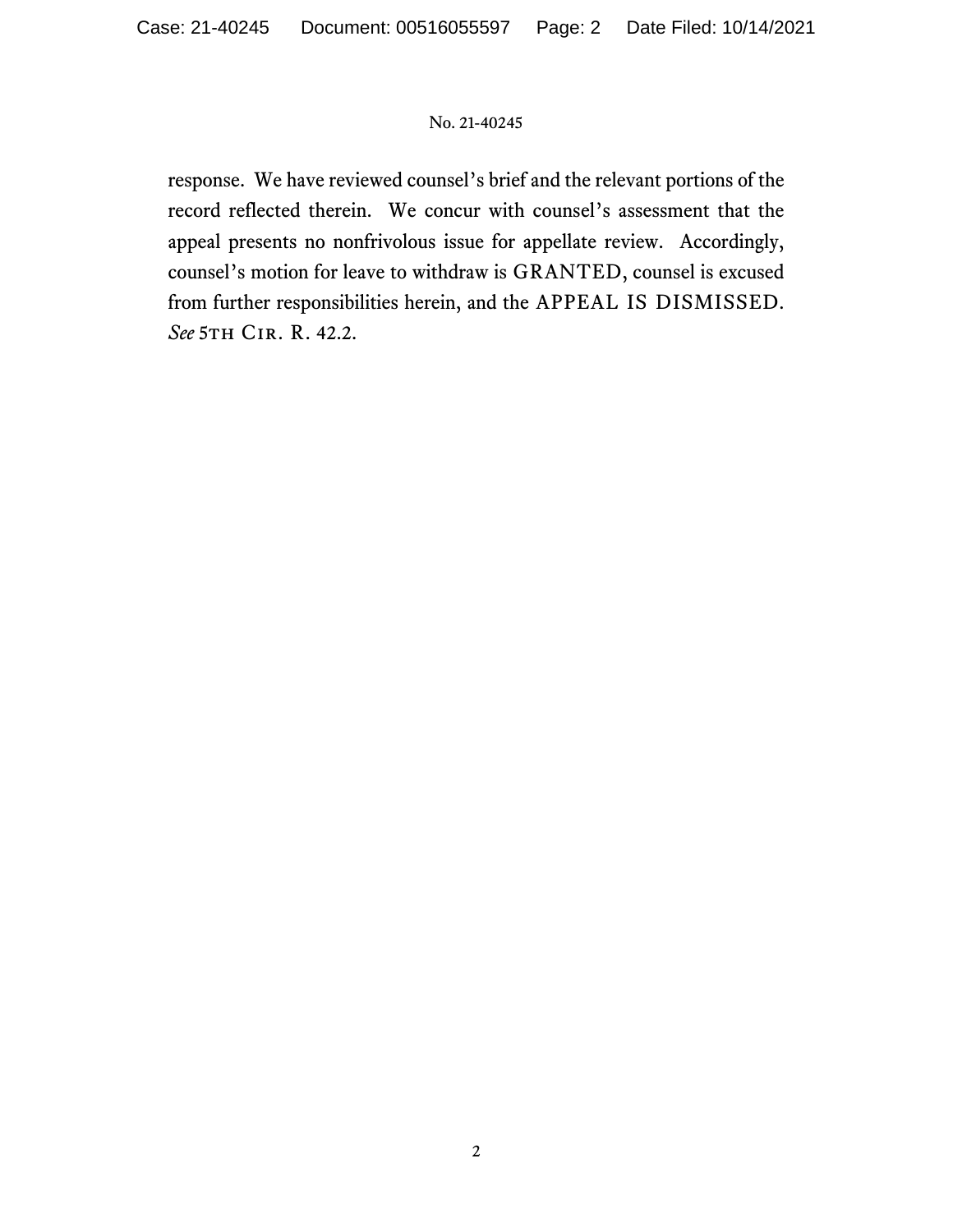response. We have reviewed counsel's brief and the relevant portions of the record reflected therein. We concur with counsel's assessment that the appeal presents no nonfrivolous issue for appellate review. Accordingly, counsel's motion for leave to withdraw is GRANTED, counsel is excused from further responsibilities herein, and the APPEAL IS DISMISSED. *See* 5TH CIR. R. 42.2.